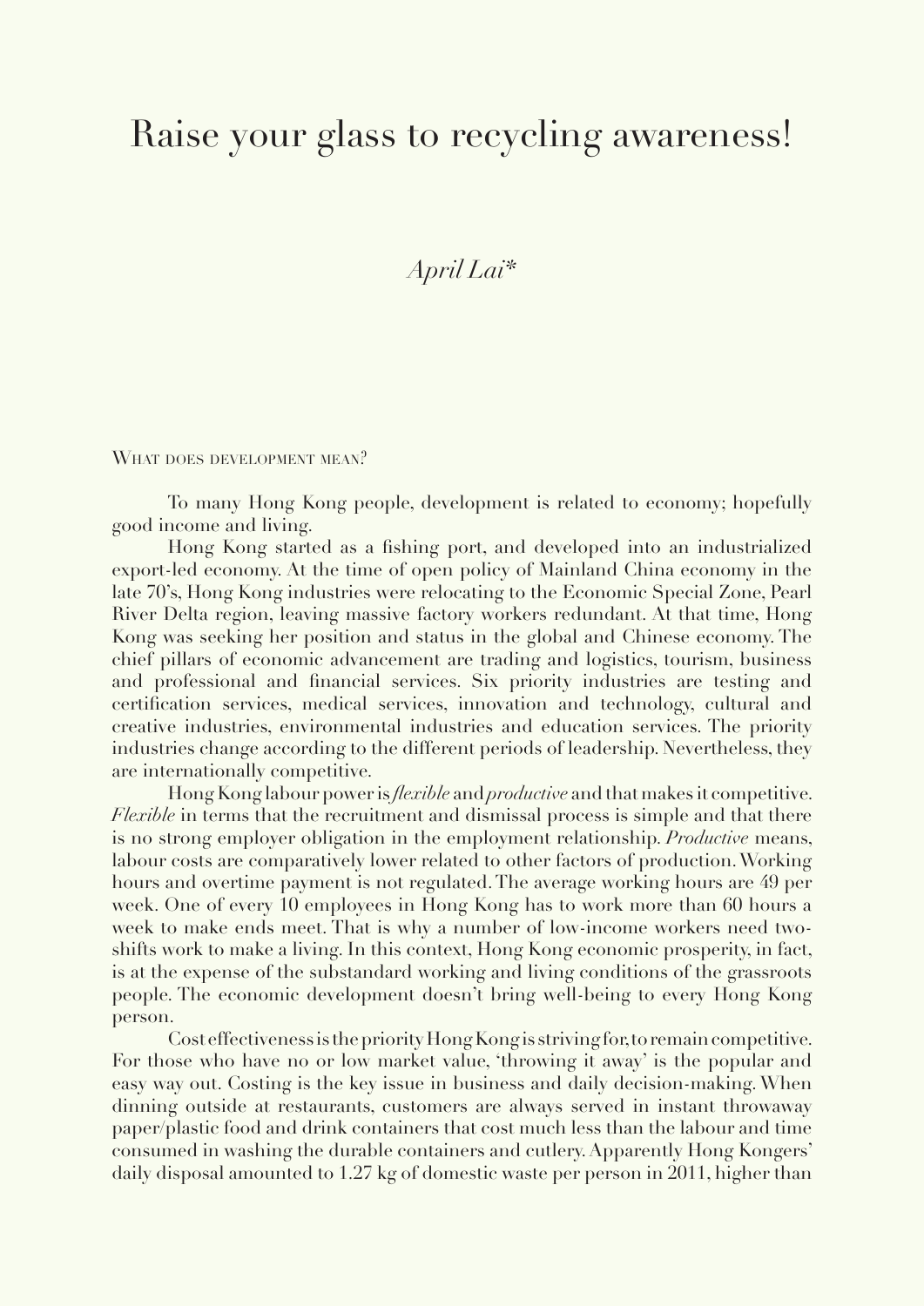# Raise your glass to recycling awareness!

*April Lai**

## What does development mean?

To many Hong Kong people, development is related to economy; hopefully good income and living.

Hong Kong started as a fishing port, and developed into an industrialized export-led economy. At the time of open policy of Mainland China economy in the late 70's, Hong Kong industries were relocating to the Economic Special Zone, Pearl River Delta region, leaving massive factory workers redundant. At that time, Hong Kong was seeking her position and status in the global and Chinese economy. The chief pillars of economic advancement are trading and logistics, tourism, business and professional and financial services. Six priority industries are testing and certification services, medical services, innovation and technology, cultural and creative industries, environmental industries and education services. The priority industries change according to the different periods of leadership. Nevertheless, they are internationally competitive.

Hong Kong labour power is *flexible* and *productive* and that makes it competitive. *Flexible* in terms that the recruitment and dismissal process is simple and that there is no strong employer obligation in the employment relationship. *Productive* means, labour costs are comparatively lower related to other factors of production. Working hours and overtime payment is not regulated. The average working hours are 49 per week. One of every 10 employees in Hong Kong has to work more than 60 hours a week to make ends meet. That is why a number of low-income workers need two-shifts work to make a living. In this context, Hong Kong economic prosperity, in fact, is at the expense of the substandard working and living conditions of the grassroots people. The economic development doesn't bring well-being to every Hong Kong person.

Cost effectiveness is the priority Hong Kong is striving for, to remain competitive. For those who have no or low market value, 'throwing it away' is the popular and easy way out. Costing is the key issue in business and daily decision-making. When dinning outside at restaurants, customers are always served in instant throwaway paper/plastic food and drink containers that cost much less than the labour and time consumed in washing the durable containers and cutlery. Apparently Hong Kongers' daily disposal amounted to 1.27 kg of domestic waste per person in 2011, higher than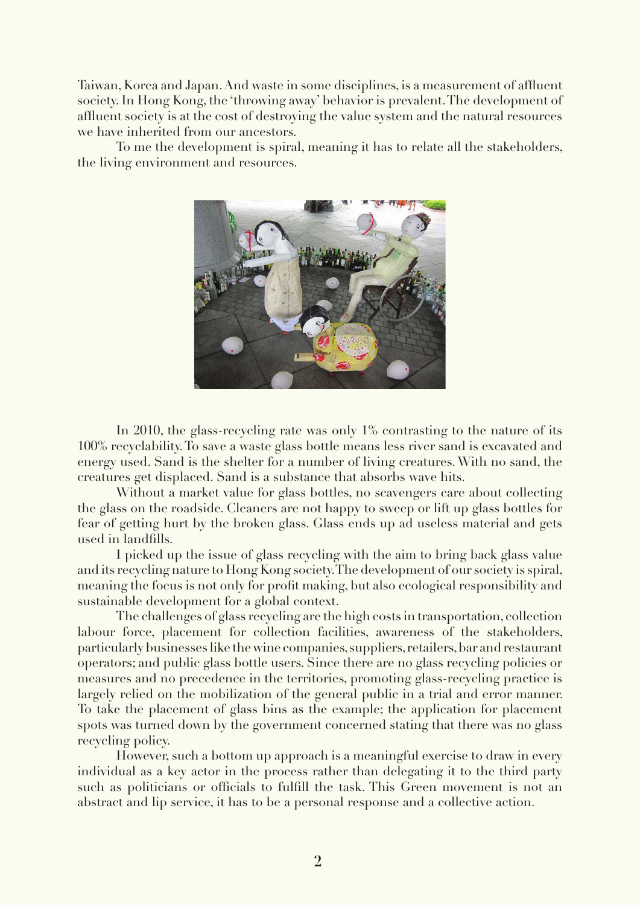Taiwan, Korea and Japan. And waste in some disciplines, is a measurement of affluent society. In Hong Kong, the 'throwing away' behavior is prevalent. The development of affluent society is at the cost of destroying the value system and the natural resources we have inherited from our ancestors.

To me the development is spiral, meaning it has to relate all the stakeholders, the living environment and resources.

In 2010, the glass-recycling rate was only 1% contrasting to the nature of its 100% recyclability. To save a waste glass bottle means less river sand is excavated and energy used. Sand is the shelter for a number of living creatures. With no sand, the creatures get displaced. Sand is a substance that absorbs wave hits.

Without a market value for glass bottles, no scavengers care about collecting the glass on the roadside. Cleaners are not happy to sweep or lift up glass bottles for fear of getting hurt by the broken glass. Glass ends up ad useless material and gets used in landfills.

I picked up the issue of glass recycling with the aim to bring back glass value and its recycling nature to Hong Kong society. The development of our society is spiral, meaning the focus is not only for profit making, but also ecological responsibility and sustainable development for a global context.

The challenges of glass recycling are the high costs in transportation, collection labour force, placement for collection facilities, awareness of the stakeholders, particularly businesses like the wine companies, suppliers, retailers, bar and restaurant operators; and public glass bottle users. Since there are no glass recycling policies or measures and no precedence in the territories, promoting glass-recycling practice is largely relied on the mobilization of the general public in a trial and error manner. To take the placement of glass bins as the example; the application for placement spots was turned down by the government concerned stating that there was no glass recycling policy.

However, such a bottom up approach is a meaningful exercise to draw in every individual as a key actor in the process rather than delegating it to the third party such as politicians or officials to fulfill the task. This Green movement is not an abstract and lip service, it has to be a personal response and a collective action.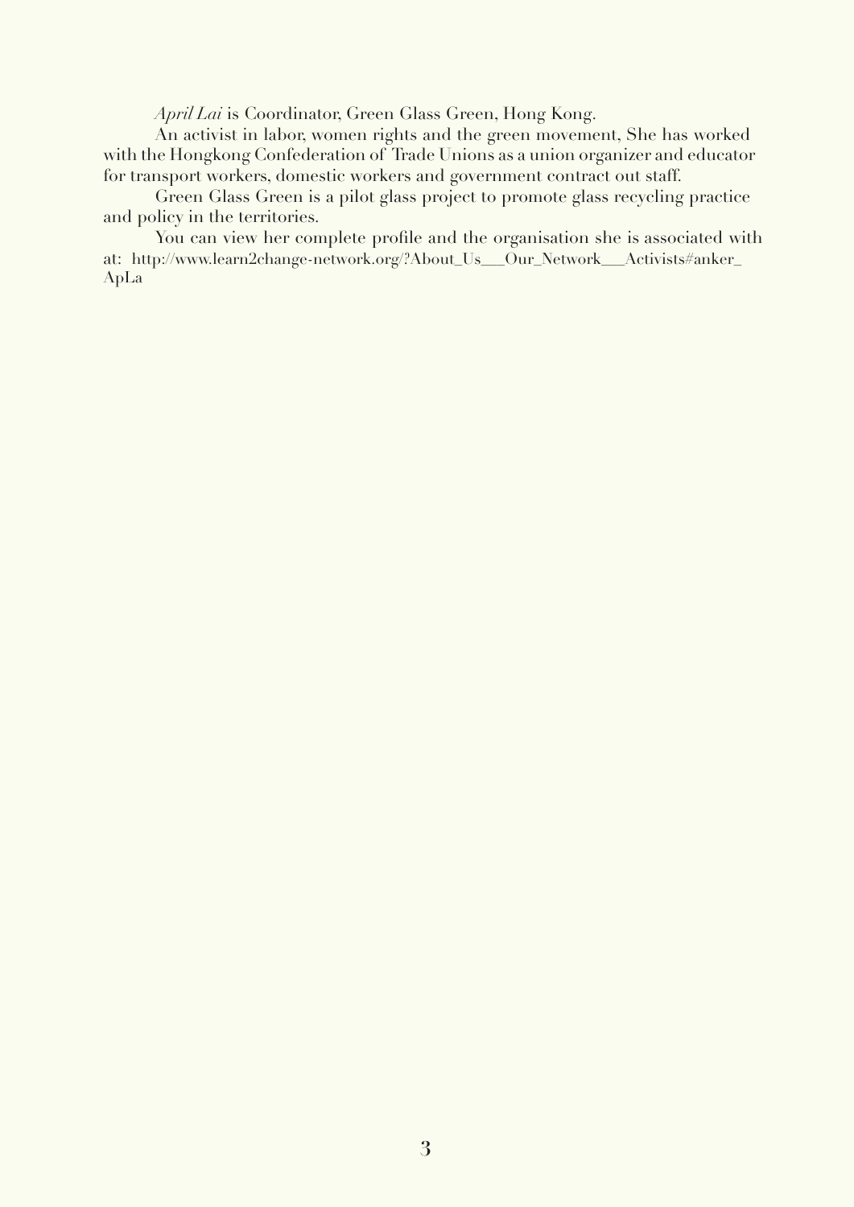*April Lai* is Coordinator, Green Glass Green, Hong Kong.

An activist in labor, women rights and the green movement, She has worked with the Hongkong Confederation of Trade Unions as a union organizer and educator for transport workers, domestic workers and government contract out staff.

Green Glass Green is a pilot glass project to promote glass recycling practice and policy in the territories.

You can view her complete profile and the organisation she is associated with at: http://www.learn2change-network.org/?About_Us___Our_Network___Activists#anker_ApLa